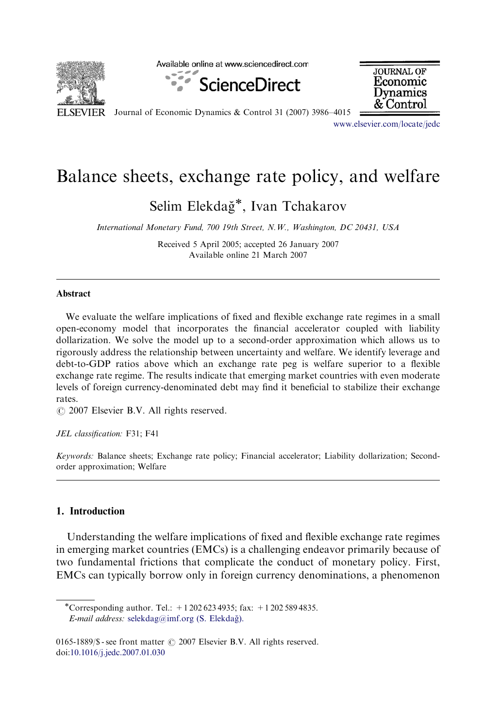Available online at www.sciencedirect.com

ScienceDirect

Journal of Economic Dynamics & Control 31 (2007) 3986–4015

www.elsevier.com/locate/jedc

# Balance sheets, exchange rate policy, and welfare

Selim Elekdağ*, Ivan Tchakarov

*International Monetary Fund, 700 19th Street, N.W., Washington, DC 20431, USA*

Received 5 April 2005; accepted 26 January 2007
Available online 21 March 2007

## Abstract

We evaluate the welfare implications of fixed and flexible exchange rate regimes in a small open-economy model that incorporates the financial accelerator coupled with liability dollarization. We solve the model up to a second-order approximation which allows us to rigorously address the relationship between uncertainty and welfare. We identify leverage and debt-to-GDP ratios above which an exchange rate peg is welfare superior to a flexible exchange rate regime. The results indicate that emerging market countries with even moderate levels of foreign currency-denominated debt may find it beneficial to stabilize their exchange rates.

© 2007 Elsevier B.V. All rights reserved.

*JEL classification:* F31; F41

*Keywords:* Balance sheets; Exchange rate policy; Financial accelerator; Liability dollarization; Second-order approximation; Welfare

## 1. Introduction

Understanding the welfare implications of fixed and flexible exchange rate regimes in emerging market countries (EMCs) is a challenging endeavor primarily because of two fundamental frictions that complicate the conduct of monetary policy. First, EMCs can typically borrow only in foreign currency denominations, a phenomenon

*Corresponding author. Tel.: +1 202 623 4935; fax: +1 202 589 4835.
*E-mail address:* selekdag@imf.org (S. Elekdağ).

0165-1889/$ - see front matter © 2007 Elsevier B.V. All rights reserved.
doi:10.1016/j.jedc.2007.01.030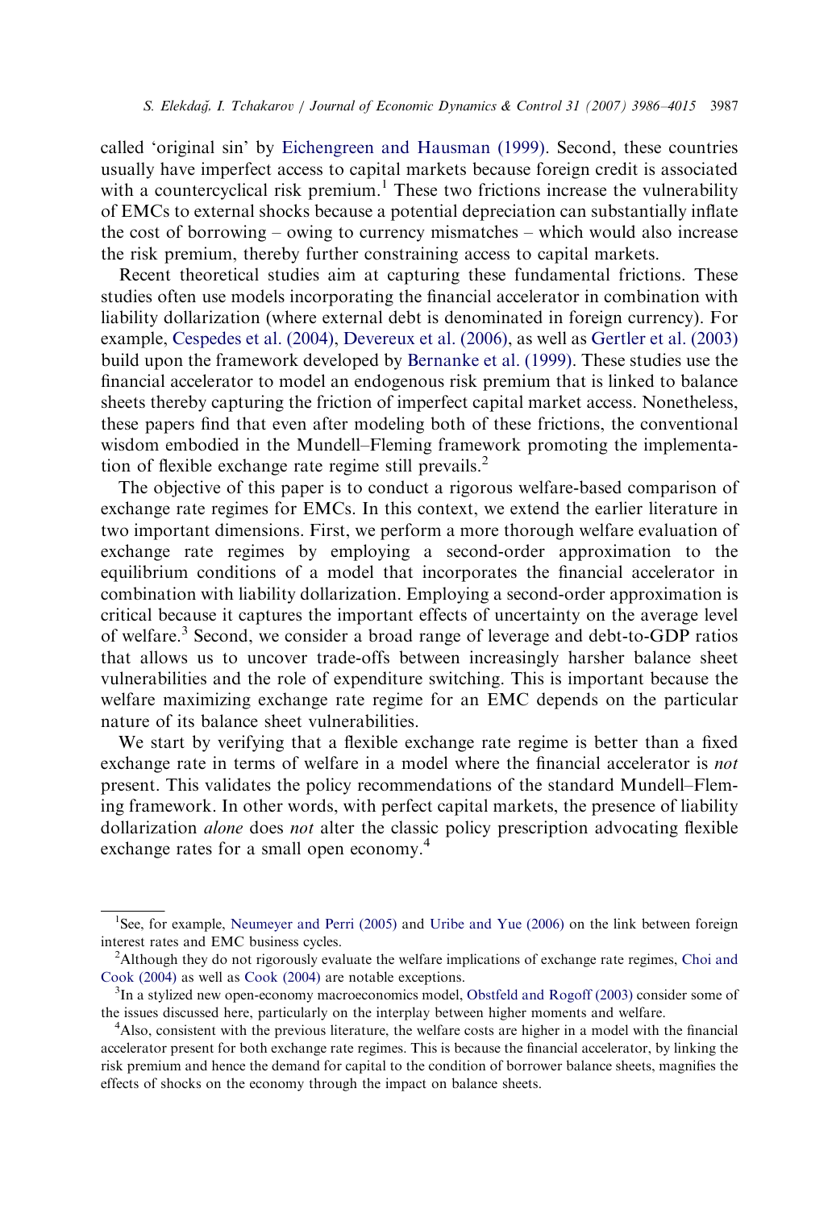called 'original sin' by Eichengreen and Hausman (1999). Second, these countries usually have imperfect access to capital markets because foreign credit is associated with a countercyclical risk premium.[1] These two frictions increase the vulnerability of EMCs to external shocks because a potential depreciation can substantially inflate the cost of borrowing – owing to currency mismatches – which would also increase the risk premium, thereby further constraining access to capital markets.

Recent theoretical studies aim at capturing these fundamental frictions. These studies often use models incorporating the financial accelerator in combination with liability dollarization (where external debt is denominated in foreign currency). For example, Cespedes et al. (2004), Devereux et al. (2006), as well as Gertler et al. (2003) build upon the framework developed by Bernanke et al. (1999). These studies use the financial accelerator to model an endogenous risk premium that is linked to balance sheets thereby capturing the friction of imperfect capital market access. Nonetheless, these papers find that even after modeling both of these frictions, the conventional wisdom embodied in the Mundell–Fleming framework promoting the implementation of flexible exchange rate regime still prevails.[2]

The objective of this paper is to conduct a rigorous welfare-based comparison of exchange rate regimes for EMCs. In this context, we extend the earlier literature in two important dimensions. First, we perform a more thorough welfare evaluation of exchange rate regimes by employing a second-order approximation to the equilibrium conditions of a model that incorporates the financial accelerator in combination with liability dollarization. Employing a second-order approximation is critical because it captures the important effects of uncertainty on the average level of welfare.[3] Second, we consider a broad range of leverage and debt-to-GDP ratios that allows us to uncover trade-offs between increasingly harsher balance sheet vulnerabilities and the role of expenditure switching. This is important because the welfare maximizing exchange rate regime for an EMC depends on the particular nature of its balance sheet vulnerabilities.

We start by verifying that a flexible exchange rate regime is better than a fixed exchange rate in terms of welfare in a model where the financial accelerator is *not* present. This validates the policy recommendations of the standard Mundell–Fleming framework. In other words, with perfect capital markets, the presence of liability dollarization *alone* does *not* alter the classic policy prescription advocating flexible exchange rates for a small open economy.[4]

---

[1] See, for example, Neumeyer and Perri (2005) and Uribe and Yue (2006) on the link between foreign interest rates and EMC business cycles.

[2] Although they do not rigorously evaluate the welfare implications of exchange rate regimes, Choi and Cook (2004) as well as Cook (2004) are notable exceptions.

[3] In a stylized new open-economy macroeconomics model, Obstfeld and Rogoff (2003) consider some of the issues discussed here, particularly on the interplay between higher moments and welfare.

[4] Also, consistent with the previous literature, the welfare costs are higher in a model with the financial accelerator present for both exchange rate regimes. This is because the financial accelerator, by linking the risk premium and hence the demand for capital to the condition of borrower balance sheets, magnifies the effects of shocks on the economy through the impact on balance sheets.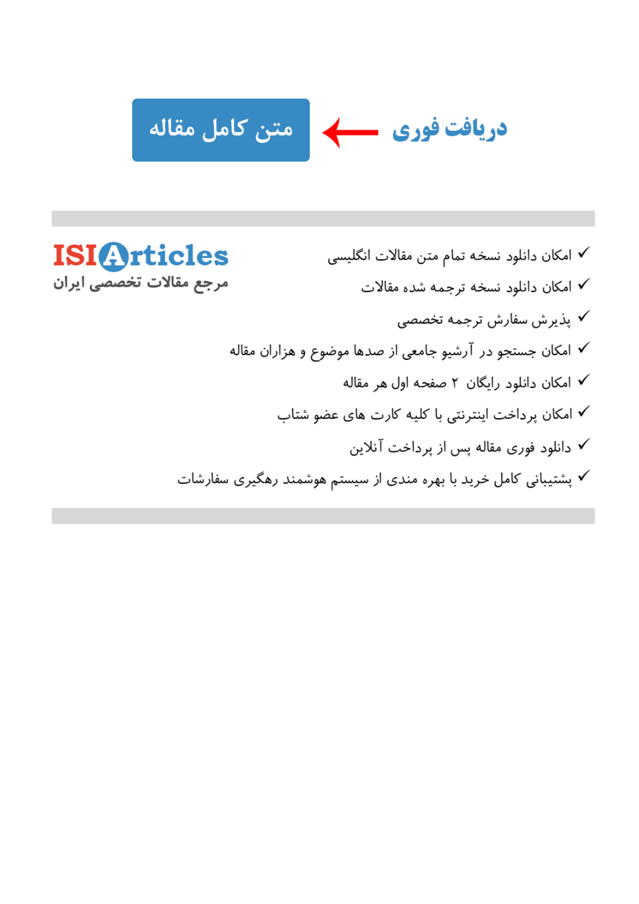دریافت فوری ← متن کامل مقاله

**ISIArticles**
مرجع مقالات تخصصی ایران

- ✓ امکان دانلود نسخه تمام متن مقالات انگلیسی
- ✓ امکان دانلود نسخه ترجمه شده مقالات
- ✓ پذیرش سفارش ترجمه تخصصی
- ✓ امکان جستجو در آرشیو جامعی از صدها موضوع و هزاران مقاله
- ✓ امکان دانلود رایگان ۲ صفحه اول هر مقاله
- ✓ امکان پرداخت اینترنتی با کلیه کارت های عضو شتاب
- ✓ دانلود فوری مقاله پس از پرداخت آنلاین
- ✓ پشتیبانی کامل خرید با بهره مندی از سیستم هوشمند رهگیری سفارشات